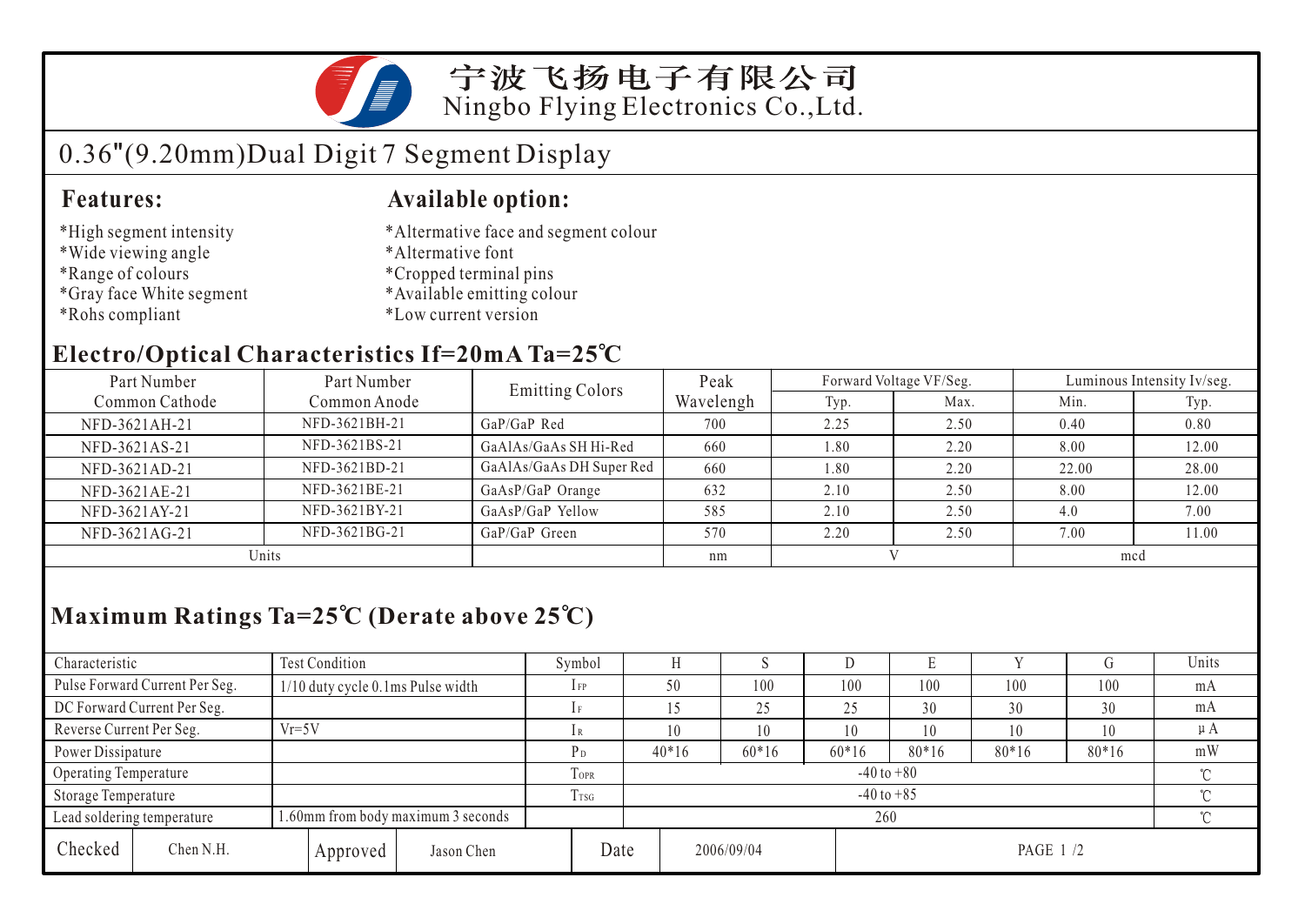# 宁波飞扬电子有限公司

Ningbo Flying Electronics Co.,Ltd.

## 0.36"(9.20mm)Dual Digit 7 Segment Display

### Features:

*High segment intensity
*Wide viewing angle
*Range of colours
*Gray face White segment
*Rohs compliant

### Available option:

*Alternative face and segment colour
*Alternative font
*Cropped terminal pins
*Available emitting colour
*Low current version

### Electro/Optical Characteristics If=20mA Ta=25℃

| Part Number Common Cathode | Part Number Common Anode | Emitting Colors | Peak Wavelengh | Forward Voltage VF/Seg. | | Luminous Intensity Iv/seg. | |
|---|---|---|---|---|---|---|---|
| | | | | Typ. | Max. | Min. | Typ. |
| NFD-3621AH-21 | NFD-3621BH-21 | GaP/GaP Red | 700 | 2.25 | 2.50 | 0.40 | 0.80 |
| NFD-3621AS-21 | NFD-3621BS-21 | GaAlAs/GaAs SH Hi-Red | 660 | 1.80 | 2.20 | 8.00 | 12.00 |
| NFD-3621AD-21 | NFD-3621BD-21 | GaAlAs/GaAs DH Super Red | 660 | 1.80 | 2.20 | 22.00 | 28.00 |
| NFD-3621AE-21 | NFD-3621BE-21 | GaAsP/GaP Orange | 632 | 2.10 | 2.50 | 8.00 | 12.00 |
| NFD-3621AY-21 | NFD-3621BY-21 | GaAsP/GaP Yellow | 585 | 2.10 | 2.50 | 4.0 | 7.00 |
| NFD-3621AG-21 | NFD-3621BG-21 | GaP/GaP Green | 570 | 2.20 | 2.50 | 7.00 | 11.00 |
| Units | | | nm | V | | mcd | |

### Maximum Ratings Ta=25℃ (Derate above 25℃)

| Characteristic | Test Condition | Symbol | H | S | D | E | Y | G | Units |
|---|---|---|---|---|---|---|---|---|---|
| Pulse Forward Current Per Seg. | 1/10 duty cycle 0.1ms Pulse width | $I_{FP}$ | 50 | 100 | 100 | 100 | 100 | 100 | mA |
| DC Forward Current Per Seg. | | $I_F$ | 15 | 25 | 25 | 30 | 30 | 30 | mA |
| Reverse Current Per Seg. | Vr=5V | $I_R$ | 10 | 10 | 10 | 10 | 10 | 10 | μA |
| Power Dissipature | | $P_D$ | 40*16 | 60*16 | 60*16 | 80*16 | 80*16 | 80*16 | mW |
| Operating Temperature | | $T_{OPR}$ | -40 to +80 | | | | | | ℃ |
| Storage Temperature | | $T_{TSG}$ | -40 to +85 | | | | | | ℃ |
| Lead soldering temperature | 1.60mm from body maximum 3 seconds | | 260 | | | | | | ℃ |

| Checked | Chen N.H. | Approved | Jason Chen | Date | 2006/09/04 |
|---|---|---|---|---|---|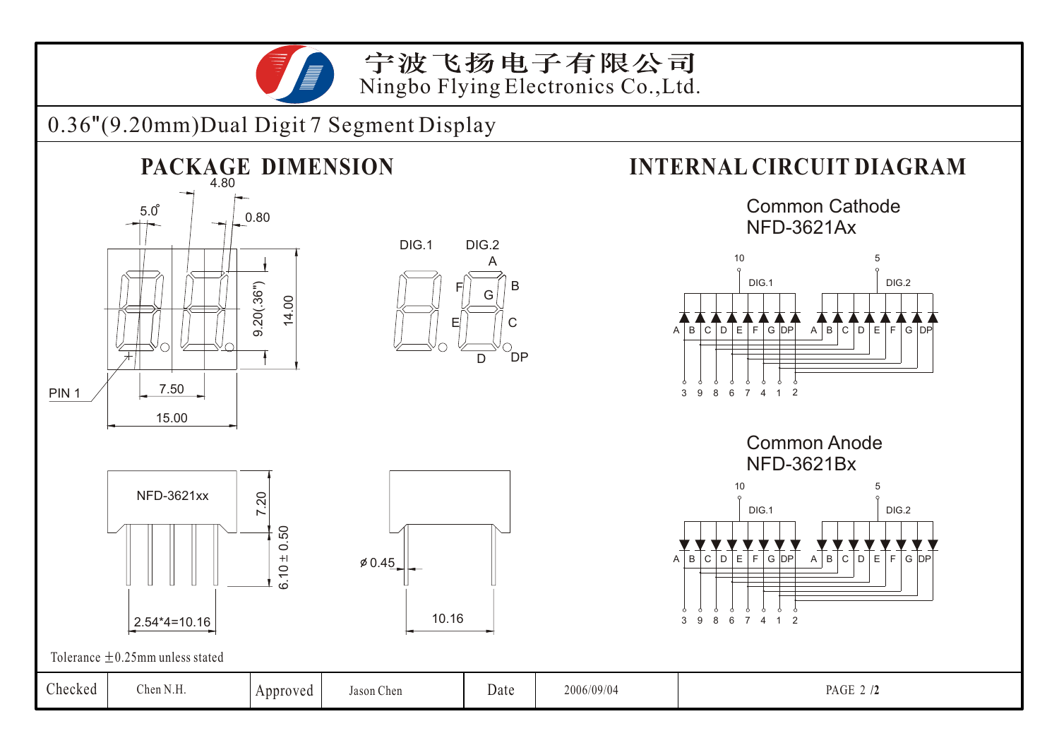宁波飞扬电子有限公司
Ningbo Flying Electronics Co.,Ltd.

0.36"(9.20mm)Dual Digit 7 Segment Display

## PACKAGE DIMENSION

4.80
5.0°
0.80
9.20(.36")
14.00
PIN 1
7.50
15.00

DIG.1 DIG.2
A
F B
G
E C
D DP

NFD-3621xx
7.20
6.10 ± 0.50
2.54*4=10.16

ø 0.45
10.16

Tolerance ±0.25mm unless stated

## INTERNAL CIRCUIT DIAGRAM

Common Cathode
NFD-3621Ax

10 5
DIG.1 DIG.2
A B C D E F G DP A B C D E F G DP
3 9 8 6 7 4 1 2

Common Anode
NFD-3621Bx

10 5
DIG.1 DIG.2
A B C D E F G DP A B C D E F G DP
3 9 8 6 7 4 1 2

| Checked | Chen N.H. | Approved | Jason Chen | Date | 2006/09/04 | PAGE 2 /2 |
|---|---|---|---|---|---|---|